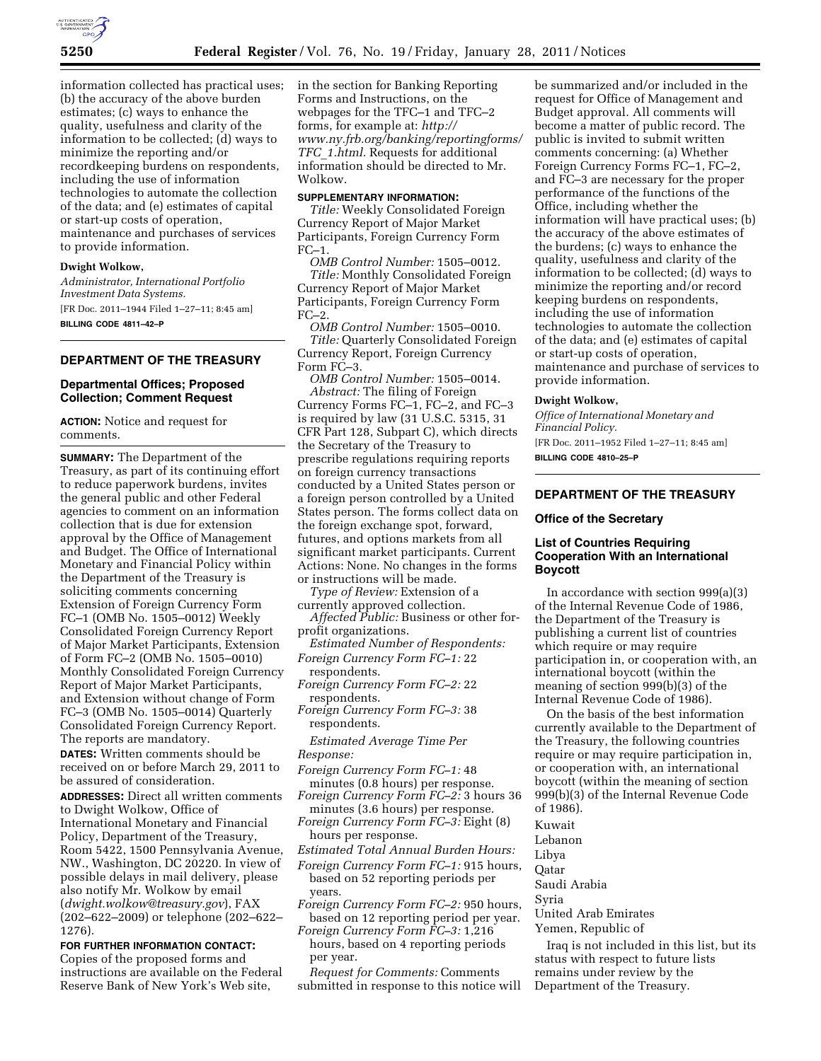information collected has practical uses; (b) the accuracy of the above burden estimates; (c) ways to enhance the quality, usefulness and clarity of the information to be collected; (d) ways to minimize the reporting and/or recordkeeping burdens on respondents, including the use of information technologies to automate the collection of the data; and (e) estimates of capital or start-up costs of operation, maintenance and purchases of services to provide information.

**Dwight Wolkow,**

*Administrator, International Portfolio Investment Data Systems.*

[FR Doc. 2011–1944 Filed 1–27–11; 8:45 am]

**BILLING CODE 4811–42–P**

## DEPARTMENT OF THE TREASURY

### Departmental Offices; Proposed Collection; Comment Request

**ACTION:** Notice and request for comments.

**SUMMARY:** The Department of the Treasury, as part of its continuing effort to reduce paperwork burdens, invites the general public and other Federal agencies to comment on an information collection that is due for extension approval by the Office of Management and Budget. The Office of International Monetary and Financial Policy within the Department of the Treasury is soliciting comments concerning Extension of Foreign Currency Form FC–1 (OMB No. 1505–0012) Weekly Consolidated Foreign Currency Report of Major Market Participants, Extension of Form FC–2 (OMB No. 1505–0010) Monthly Consolidated Foreign Currency Report of Major Market Participants, and Extension without change of Form FC–3 (OMB No. 1505–0014) Quarterly Consolidated Foreign Currency Report. The reports are mandatory.

**DATES:** Written comments should be received on or before March 29, 2011 to be assured of consideration.

**ADDRESSES:** Direct all written comments to Dwight Wolkow, Office of International Monetary and Financial Policy, Department of the Treasury, Room 5422, 1500 Pennsylvania Avenue, NW., Washington, DC 20220. In view of possible delays in mail delivery, please also notify Mr. Wolkow by email (*dwight.wolkow@treasury.gov*), FAX (202–622–2009) or telephone (202–622–1276).

**FOR FURTHER INFORMATION CONTACT:** Copies of the proposed forms and instructions are available on the Federal Reserve Bank of New York's Web site, in the section for Banking Reporting Forms and Instructions, on the webpages for the TFC–1 and TFC–2 forms, for example at: *http://www.ny.frb.org/banking/reportingforms/TFC_1.html*. Requests for additional information should be directed to Mr. Wolkow.

**SUPPLEMENTARY INFORMATION:**

*Title:* Weekly Consolidated Foreign Currency Report of Major Market Participants, Foreign Currency Form FC–1.

*OMB Control Number:* 1505–0012.

*Title:* Monthly Consolidated Foreign Currency Report of Major Market Participants, Foreign Currency Form FC–2.

*OMB Control Number:* 1505–0010.

*Title:* Quarterly Consolidated Foreign Currency Report, Foreign Currency Form FC–3.

*OMB Control Number:* 1505–0014.

*Abstract:* The filing of Foreign Currency Forms FC–1, FC–2, and FC–3 is required by law (31 U.S.C. 5315, 31 CFR Part 128, Subpart C), which directs the Secretary of the Treasury to prescribe regulations requiring reports on foreign currency transactions conducted by a United States person or a foreign person controlled by a United States person. The forms collect data on the foreign exchange spot, forward, futures, and options markets from all significant market participants. Current Actions: None. No changes in the forms or instructions will be made.

*Type of Review:* Extension of a currently approved collection.

*Affected Public:* Business or other for-profit organizations.

*Estimated Number of Respondents:*

*Foreign Currency Form FC–1:* 22 respondents.

*Foreign Currency Form FC–2:* 22 respondents.

*Foreign Currency Form FC–3:* 38 respondents.

*Estimated Average Time Per Response:*

*Foreign Currency Form FC–1:* 48 minutes (0.8 hours) per response.

*Foreign Currency Form FC–2:* 3 hours 36 minutes (3.6 hours) per response.

*Foreign Currency Form FC–3:* Eight (8) hours per response.

*Estimated Total Annual Burden Hours:*

*Foreign Currency Form FC–1:* 915 hours, based on 52 reporting periods per years.

*Foreign Currency Form FC–2:* 950 hours, based on 12 reporting period per year.

*Foreign Currency Form FC–3:* 1,216 hours, based on 4 reporting periods per year.

*Request for Comments:* Comments submitted in response to this notice will be summarized and/or included in the request for Office of Management and Budget approval. All comments will become a matter of public record. The public is invited to submit written comments concerning: (a) Whether Foreign Currency Forms FC–1, FC–2, and FC–3 are necessary for the proper performance of the functions of the Office, including whether the information will have practical uses; (b) the accuracy of the above estimates of the burdens; (c) ways to enhance the quality, usefulness and clarity of the information to be collected; (d) ways to minimize the reporting and/or record keeping burdens on respondents, including the use of information technologies to automate the collection of the data; and (e) estimates of capital or start-up costs of operation, maintenance and purchase of services to provide information.

**Dwight Wolkow,**

*Office of International Monetary and Financial Policy.*

[FR Doc. 2011–1952 Filed 1–27–11; 8:45 am]

**BILLING CODE 4810–25–P**

## DEPARTMENT OF THE TREASURY

### Office of the Secretary

### List of Countries Requiring Cooperation With an International Boycott

In accordance with section 999(a)(3) of the Internal Revenue Code of 1986, the Department of the Treasury is publishing a current list of countries which require or may require participation in, or cooperation with, an international boycott (within the meaning of section 999(b)(3) of the Internal Revenue Code of 1986).

On the basis of the best information currently available to the Department of the Treasury, the following countries require or may require participation in, or cooperation with, an international boycott (within the meaning of section 999(b)(3) of the Internal Revenue Code of 1986).

Kuwait
Lebanon
Libya
Qatar
Saudi Arabia
Syria
United Arab Emirates
Yemen, Republic of

Iraq is not included in this list, but its status with respect to future lists remains under review by the Department of the Treasury.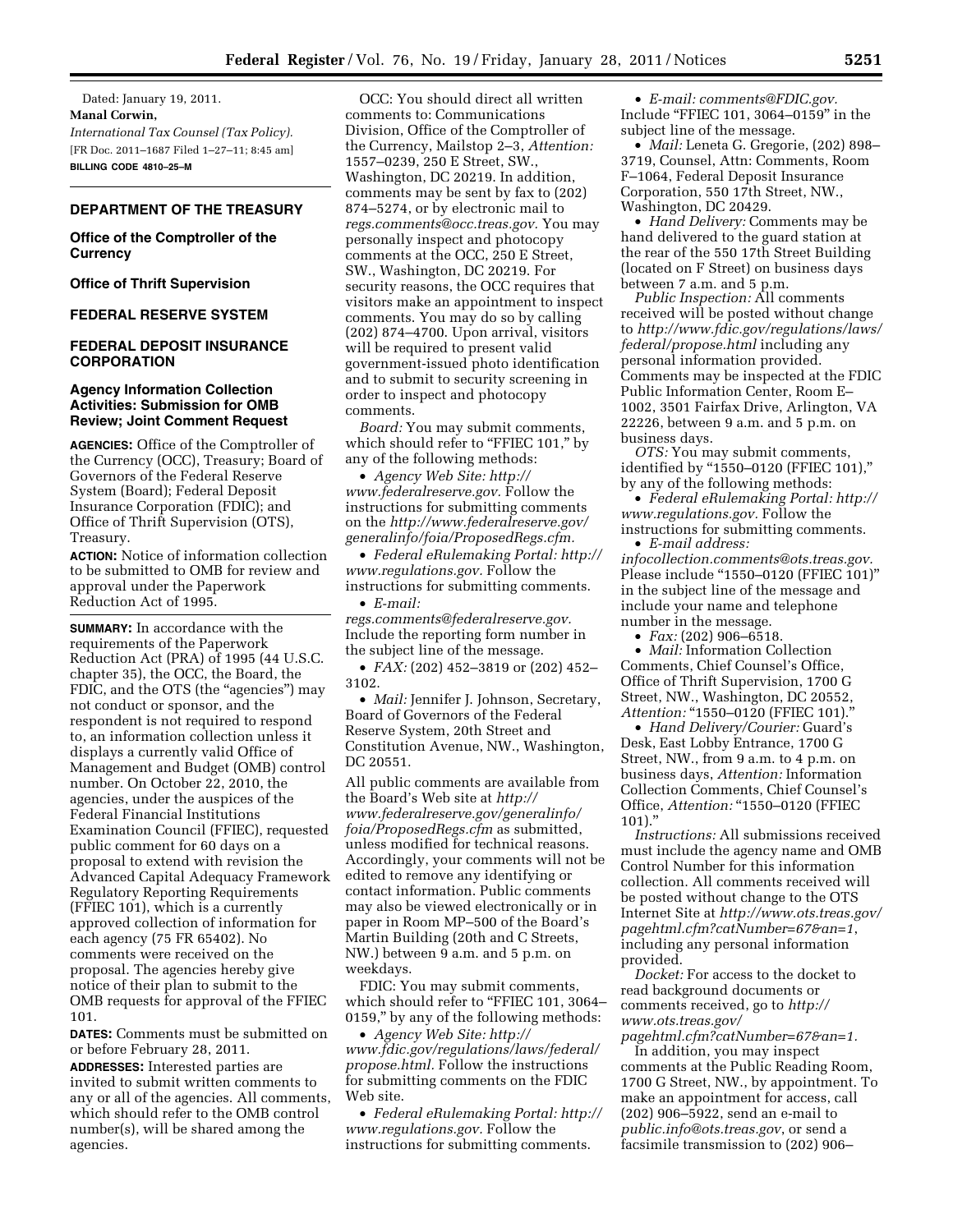Dated: January 19, 2011.

**Manal Corwin,**

*International Tax Counsel (Tax Policy).*

[FR Doc. 2011–1687 Filed 1–27–11; 8:45 am]

**BILLING CODE 4810–25–M**

## DEPARTMENT OF THE TREASURY

### Office of the Comptroller of the Currency

### Office of Thrift Supervision

## FEDERAL RESERVE SYSTEM

## FEDERAL DEPOSIT INSURANCE CORPORATION

### Agency Information Collection Activities: Submission for OMB Review; Joint Comment Request

**AGENCIES:** Office of the Comptroller of the Currency (OCC), Treasury; Board of Governors of the Federal Reserve System (Board); Federal Deposit Insurance Corporation (FDIC); and Office of Thrift Supervision (OTS), Treasury.

**ACTION:** Notice of information collection to be submitted to OMB for review and approval under the Paperwork Reduction Act of 1995.

**SUMMARY:** In accordance with the requirements of the Paperwork Reduction Act (PRA) of 1995 (44 U.S.C. chapter 35), the OCC, the Board, the FDIC, and the OTS (the "agencies") may not conduct or sponsor, and the respondent is not required to respond to, an information collection unless it displays a currently valid Office of Management and Budget (OMB) control number. On October 22, 2010, the agencies, under the auspices of the Federal Financial Institutions Examination Council (FFIEC), requested public comment for 60 days on a proposal to extend with revision the Advanced Capital Adequacy Framework Regulatory Reporting Requirements (FFIEC 101), which is a currently approved collection of information for each agency (75 FR 65402). No comments were received on the proposal. The agencies hereby give notice of their plan to submit to the OMB requests for approval of the FFIEC 101.

**DATES:** Comments must be submitted on or before February 28, 2011.

**ADDRESSES:** Interested parties are invited to submit written comments to any or all of the agencies. All comments, which should refer to the OMB control number(s), will be shared among the agencies.

OCC: You should direct all written comments to: Communications Division, Office of the Comptroller of the Currency, Mailstop 2–3, *Attention:* 1557–0239, 250 E Street, SW., Washington, DC 20219. In addition, comments may be sent by fax to (202) 874–5274, or by electronic mail to *regs.comments@occ.treas.gov.* You may personally inspect and photocopy comments at the OCC, 250 E Street, SW., Washington, DC 20219. For security reasons, the OCC requires that visitors make an appointment to inspect comments. You may do so by calling (202) 874–4700. Upon arrival, visitors will be required to present valid government-issued photo identification and to submit to security screening in order to inspect and photocopy comments.

*Board:* You may submit comments, which should refer to "FFIEC 101," by any of the following methods:

- *Agency Web Site: http://www.federalreserve.gov.* Follow the instructions for submitting comments on the *http://www.federalreserve.gov/generalinfo/foia/ProposedRegs.cfm.*
- *Federal eRulemaking Portal: http://www.regulations.gov.* Follow the instructions for submitting comments.
- *E-mail: regs.comments@federalreserve.gov.* Include the reporting form number in the subject line of the message.
- *FAX:* (202) 452–3819 or (202) 452–3102.
- *Mail:* Jennifer J. Johnson, Secretary, Board of Governors of the Federal Reserve System, 20th Street and Constitution Avenue, NW., Washington, DC 20551.

All public comments are available from the Board's Web site at *http://www.federalreserve.gov/generalinfo/foia/ProposedRegs.cfm* as submitted, unless modified for technical reasons. Accordingly, your comments will not be edited to remove any identifying or contact information. Public comments may also be viewed electronically or in paper in Room MP–500 of the Board's Martin Building (20th and C Streets, NW.) between 9 a.m. and 5 p.m. on weekdays.

FDIC: You may submit comments, which should refer to "FFIEC 101, 3064–0159," by any of the following methods:

- *Agency Web Site: http://www.fdic.gov/regulations/laws/federal/propose.html.* Follow the instructions for submitting comments on the FDIC Web site.
- *Federal eRulemaking Portal: http://www.regulations.gov.* Follow the instructions for submitting comments.
- *E-mail: comments@FDIC.gov.* Include "FFIEC 101, 3064–0159" in the subject line of the message.
- *Mail:* Leneta G. Gregorie, (202) 898–3719, Counsel, Attn: Comments, Room F–1064, Federal Deposit Insurance Corporation, 550 17th Street, NW., Washington, DC 20429.
- *Hand Delivery:* Comments may be hand delivered to the guard station at the rear of the 550 17th Street Building (located on F Street) on business days between 7 a.m. and 5 p.m.

*Public Inspection:* All comments received will be posted without change to *http://www.fdic.gov/regulations/laws/federal/propose.html* including any personal information provided. Comments may be inspected at the FDIC Public Information Center, Room E–1002, 3501 Fairfax Drive, Arlington, VA 22226, between 9 a.m. and 5 p.m. on business days.

*OTS:* You may submit comments, identified by "1550–0120 (FFIEC 101)," by any of the following methods:

- *Federal eRulemaking Portal: http://www.regulations.gov.* Follow the instructions for submitting comments.
- *E-mail address: infocollection.comments@ots.treas.gov.* Please include "1550–0120 (FFIEC 101)" in the subject line of the message and include your name and telephone number in the message.
- *Fax:* (202) 906–6518.
- *Mail:* Information Collection Comments, Chief Counsel's Office, Office of Thrift Supervision, 1700 G Street, NW., Washington, DC 20552, *Attention:* "1550–0120 (FFIEC 101)."
- *Hand Delivery/Courier:* Guard's Desk, East Lobby Entrance, 1700 G Street, NW., from 9 a.m. to 4 p.m. on business days, *Attention:* Information Collection Comments, Chief Counsel's Office, *Attention:* "1550–0120 (FFIEC 101)."

*Instructions:* All submissions received must include the agency name and OMB Control Number for this information collection. All comments received will be posted without change to the OTS Internet Site at *http://www.ots.treas.gov/pagehtml.cfm?catNumber=67&an=1*, including any personal information provided.

*Docket:* For access to the docket to read background documents or comments received, go to *http://www.ots.treas.gov/pagehtml.cfm?catNumber=67&an=1.*

In addition, you may inspect comments at the Public Reading Room, 1700 G Street, NW., by appointment. To make an appointment for access, call (202) 906–5922, send an e-mail to *public.info@ots.treas.gov*, or send a facsimile transmission to (202) 906–